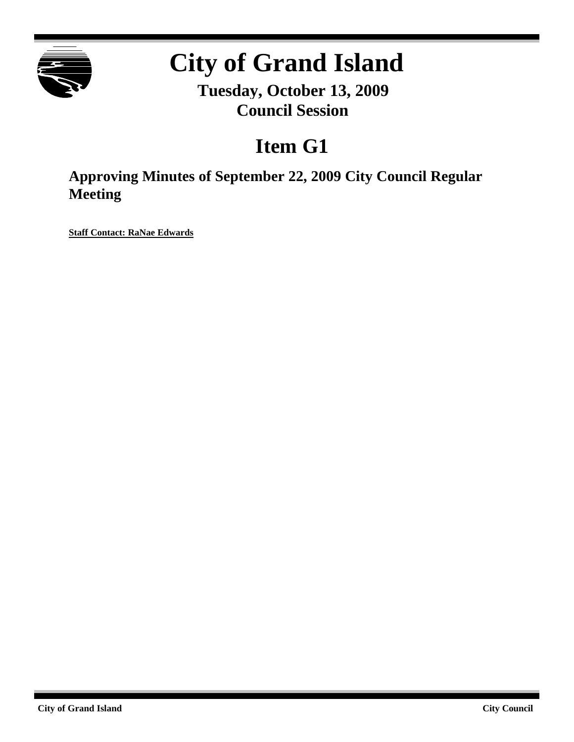# City of Grand Island

**Tuesday, October 13, 2009**
**Council Session**

# Item G1

## Approving Minutes of September 22, 2009 City Council Regular Meeting

**Staff Contact: RaNae Edwards**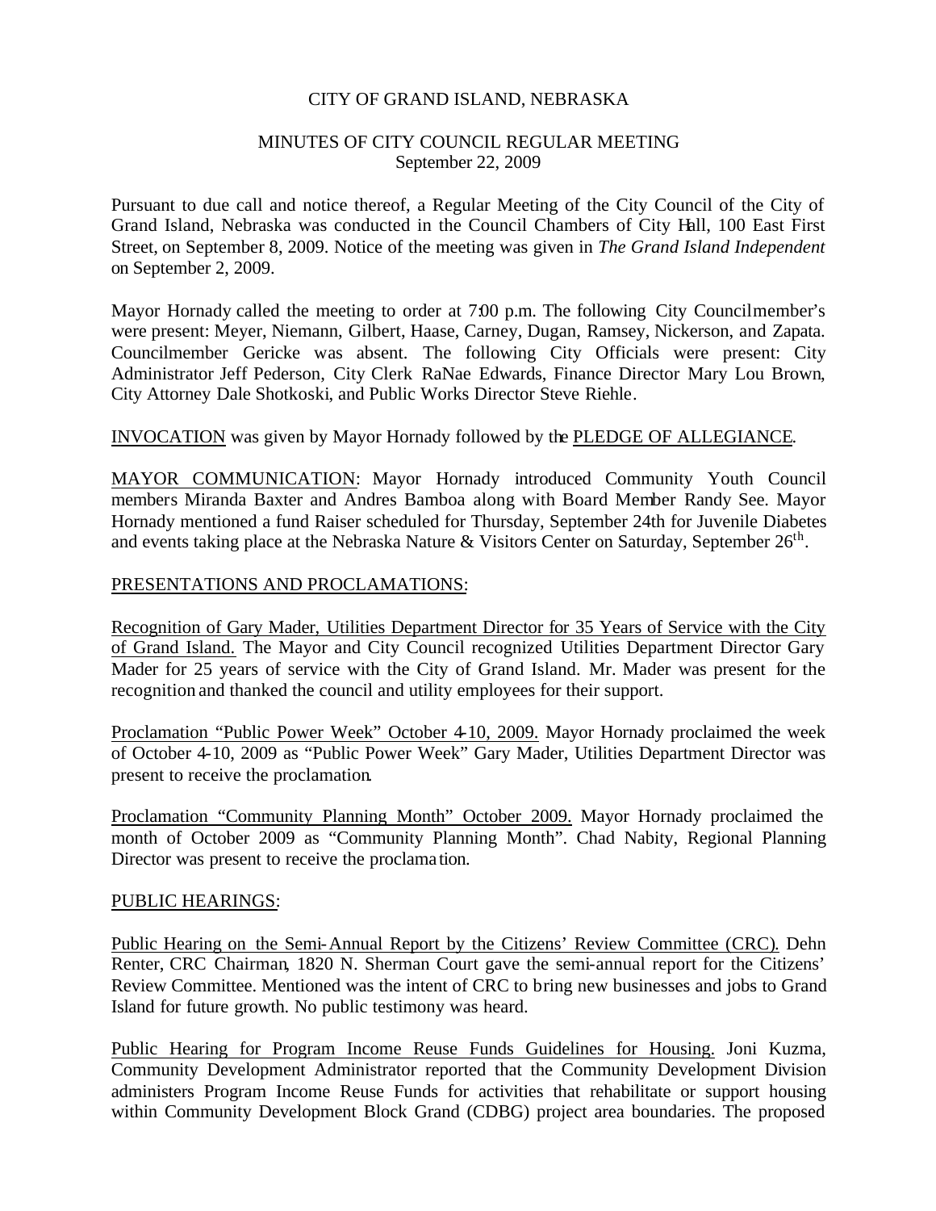CITY OF GRAND ISLAND, NEBRASKA

MINUTES OF CITY COUNCIL REGULAR MEETING
September 22, 2009

Pursuant to due call and notice thereof, a Regular Meeting of the City Council of the City of Grand Island, Nebraska was conducted in the Council Chambers of City Hall, 100 East First Street, on September 8, 2009. Notice of the meeting was given in *The Grand Island Independent* on September 2, 2009.

Mayor Hornady called the meeting to order at 7:00 p.m. The following City Councilmember's were present: Meyer, Niemann, Gilbert, Haase, Carney, Dugan, Ramsey, Nickerson, and Zapata. Councilmember Gericke was absent. The following City Officials were present: City Administrator Jeff Pederson, City Clerk RaNae Edwards, Finance Director Mary Lou Brown, City Attorney Dale Shotkoski, and Public Works Director Steve Riehle.

INVOCATION was given by Mayor Hornady followed by the PLEDGE OF ALLEGIANCE.

MAYOR COMMUNICATION: Mayor Hornady introduced Community Youth Council members Miranda Baxter and Andres Bamboa along with Board Member Randy See. Mayor Hornady mentioned a fund Raiser scheduled for Thursday, September 24th for Juvenile Diabetes and events taking place at the Nebraska Nature & Visitors Center on Saturday, September 26th.

PRESENTATIONS AND PROCLAMATIONS:

Recognition of Gary Mader, Utilities Department Director for 35 Years of Service with the City of Grand Island. The Mayor and City Council recognized Utilities Department Director Gary Mader for 25 years of service with the City of Grand Island. Mr. Mader was present for the recognition and thanked the council and utility employees for their support.

Proclamation "Public Power Week" October 4-10, 2009. Mayor Hornady proclaimed the week of October 4-10, 2009 as "Public Power Week" Gary Mader, Utilities Department Director was present to receive the proclamation.

Proclamation "Community Planning Month" October 2009. Mayor Hornady proclaimed the month of October 2009 as "Community Planning Month". Chad Nabity, Regional Planning Director was present to receive the proclamation.

PUBLIC HEARINGS:

Public Hearing on the Semi-Annual Report by the Citizens' Review Committee (CRC). Dehn Renter, CRC Chairman, 1820 N. Sherman Court gave the semi-annual report for the Citizens' Review Committee. Mentioned was the intent of CRC to bring new businesses and jobs to Grand Island for future growth. No public testimony was heard.

Public Hearing for Program Income Reuse Funds Guidelines for Housing. Joni Kuzma, Community Development Administrator reported that the Community Development Division administers Program Income Reuse Funds for activities that rehabilitate or support housing within Community Development Block Grand (CDBG) project area boundaries. The proposed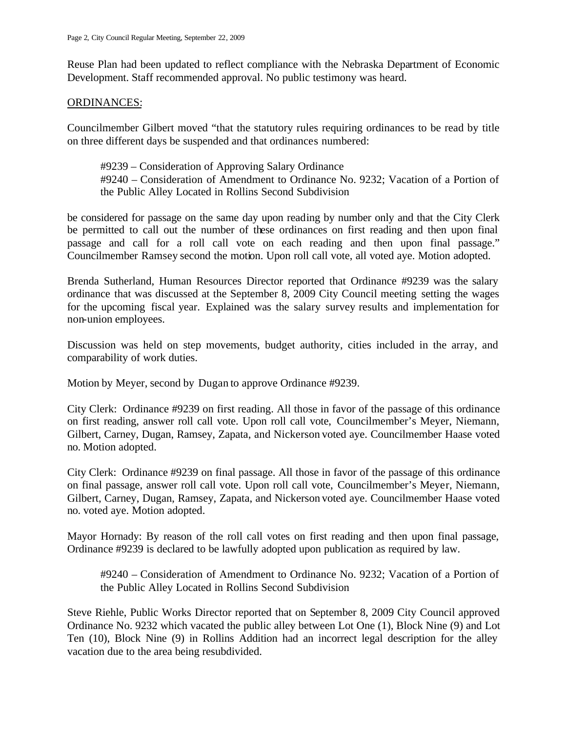Reuse Plan had been updated to reflect compliance with the Nebraska Department of Economic Development. Staff recommended approval. No public testimony was heard.

<u>ORDINANCES:</u>

Councilmember Gilbert moved "that the statutory rules requiring ordinances to be read by title on three different days be suspended and that ordinances numbered:

> #9239 – Consideration of Approving Salary Ordinance
> #9240 – Consideration of Amendment to Ordinance No. 9232; Vacation of a Portion of the Public Alley Located in Rollins Second Subdivision

be considered for passage on the same day upon reading by number only and that the City Clerk be permitted to call out the number of these ordinances on first reading and then upon final passage and call for a roll call vote on each reading and then upon final passage." Councilmember Ramsey second the motion. Upon roll call vote, all voted aye. Motion adopted.

Brenda Sutherland, Human Resources Director reported that Ordinance #9239 was the salary ordinance that was discussed at the September 8, 2009 City Council meeting setting the wages for the upcoming fiscal year. Explained was the salary survey results and implementation for non-union employees.

Discussion was held on step movements, budget authority, cities included in the array, and comparability of work duties.

Motion by Meyer, second by Dugan to approve Ordinance #9239.

City Clerk: Ordinance #9239 on first reading. All those in favor of the passage of this ordinance on first reading, answer roll call vote. Upon roll call vote, Councilmember's Meyer, Niemann, Gilbert, Carney, Dugan, Ramsey, Zapata, and Nickerson voted aye. Councilmember Haase voted no. Motion adopted.

City Clerk: Ordinance #9239 on final passage. All those in favor of the passage of this ordinance on final passage, answer roll call vote. Upon roll call vote, Councilmember's Meyer, Niemann, Gilbert, Carney, Dugan, Ramsey, Zapata, and Nickerson voted aye. Councilmember Haase voted no. voted aye. Motion adopted.

Mayor Hornady: By reason of the roll call votes on first reading and then upon final passage, Ordinance #9239 is declared to be lawfully adopted upon publication as required by law.

> #9240 – Consideration of Amendment to Ordinance No. 9232; Vacation of a Portion of the Public Alley Located in Rollins Second Subdivision

Steve Riehle, Public Works Director reported that on September 8, 2009 City Council approved Ordinance No. 9232 which vacated the public alley between Lot One (1), Block Nine (9) and Lot Ten (10), Block Nine (9) in Rollins Addition had an incorrect legal description for the alley vacation due to the area being resubdivided.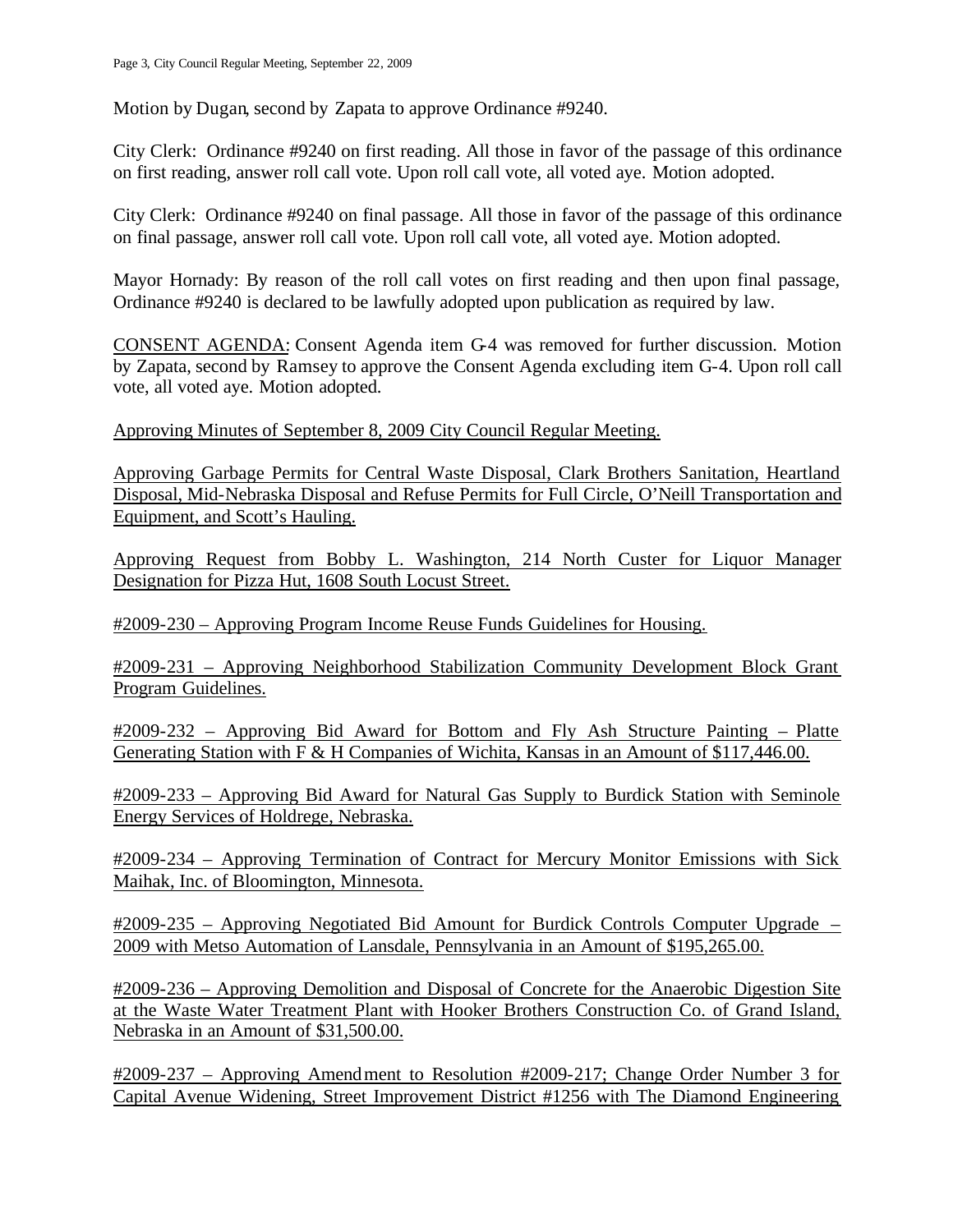Motion by Dugan, second by Zapata to approve Ordinance #9240.

City Clerk: Ordinance #9240 on first reading. All those in favor of the passage of this ordinance on first reading, answer roll call vote. Upon roll call vote, all voted aye. Motion adopted.

City Clerk: Ordinance #9240 on final passage. All those in favor of the passage of this ordinance on final passage, answer roll call vote. Upon roll call vote, all voted aye. Motion adopted.

Mayor Hornady: By reason of the roll call votes on first reading and then upon final passage, Ordinance #9240 is declared to be lawfully adopted upon publication as required by law.

<u>CONSENT AGENDA:</u> Consent Agenda item G-4 was removed for further discussion. Motion by Zapata, second by Ramsey to approve the Consent Agenda excluding item G-4. Upon roll call vote, all voted aye. Motion adopted.

<u>Approving Minutes of September 8, 2009 City Council Regular Meeting.</u>

<u>Approving Garbage Permits for Central Waste Disposal, Clark Brothers Sanitation, Heartland Disposal, Mid-Nebraska Disposal and Refuse Permits for Full Circle, O'Neill Transportation and Equipment, and Scott's Hauling.</u>

<u>Approving Request from Bobby L. Washington, 214 North Custer for Liquor Manager Designation for Pizza Hut, 1608 South Locust Street.</u>

<u>#2009-230 – Approving Program Income Reuse Funds Guidelines for Housing.</u>

<u>#2009-231 – Approving Neighborhood Stabilization Community Development Block Grant Program Guidelines.</u>

<u>#2009-232 – Approving Bid Award for Bottom and Fly Ash Structure Painting – Platte Generating Station with F & H Companies of Wichita, Kansas in an Amount of $117,446.00.</u>

<u>#2009-233 – Approving Bid Award for Natural Gas Supply to Burdick Station with Seminole Energy Services of Holdrege, Nebraska.</u>

<u>#2009-234 – Approving Termination of Contract for Mercury Monitor Emissions with Sick Maihak, Inc. of Bloomington, Minnesota.</u>

<u>#2009-235 – Approving Negotiated Bid Amount for Burdick Controls Computer Upgrade – 2009 with Metso Automation of Lansdale, Pennsylvania in an Amount of $195,265.00.</u>

<u>#2009-236 – Approving Demolition and Disposal of Concrete for the Anaerobic Digestion Site at the Waste Water Treatment Plant with Hooker Brothers Construction Co. of Grand Island, Nebraska in an Amount of $31,500.00.</u>

<u>#2009-237 – Approving Amendment to Resolution #2009-217; Change Order Number 3 for Capital Avenue Widening, Street Improvement District #1256 with The Diamond Engineering</u>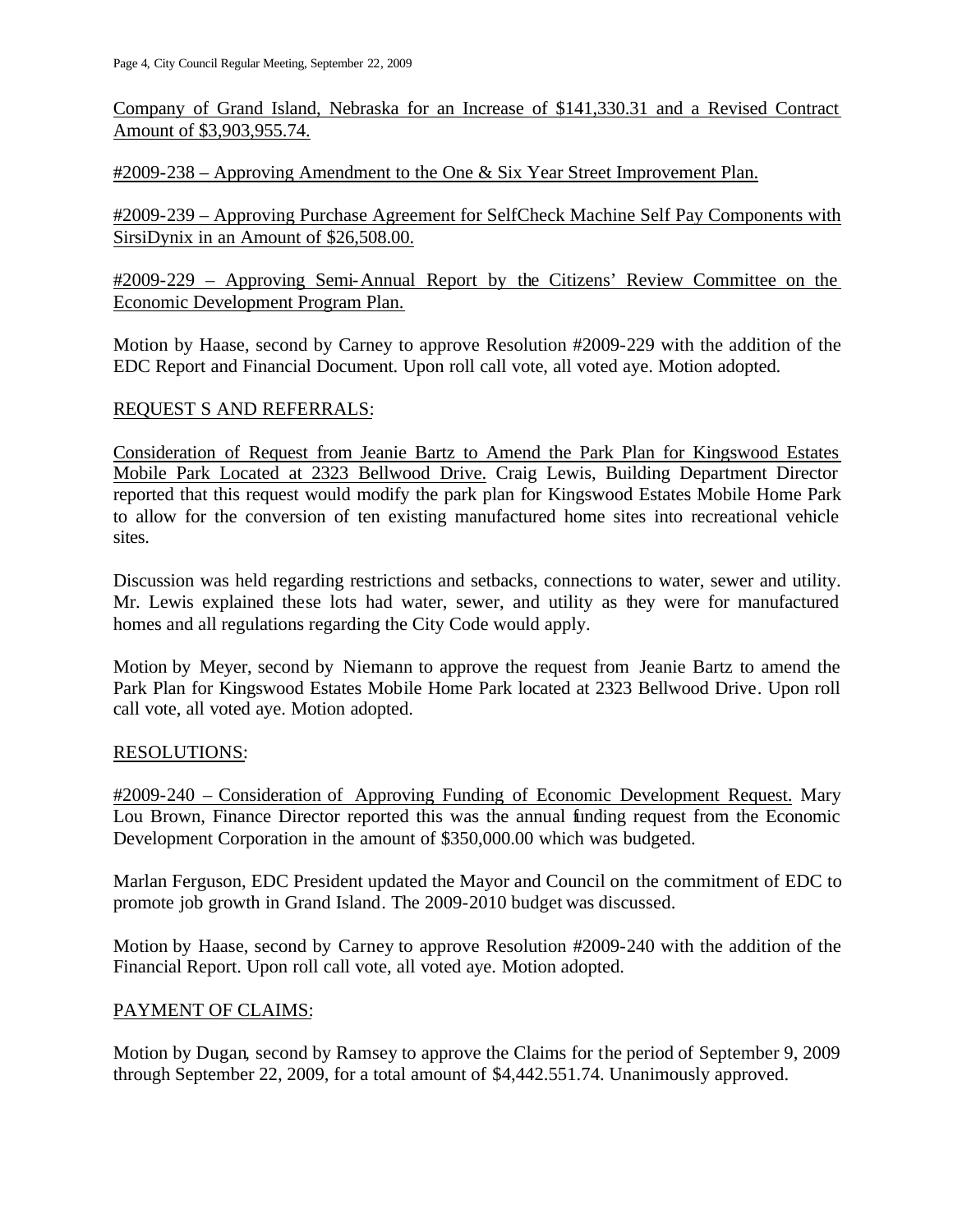Company of Grand Island, Nebraska for an Increase of $141,330.31 and a Revised Contract Amount of $3,903,955.74.

#2009-238 – Approving Amendment to the One & Six Year Street Improvement Plan.

#2009-239 – Approving Purchase Agreement for SelfCheck Machine Self Pay Components with SirsiDynix in an Amount of $26,508.00.

#2009-229 – Approving Semi-Annual Report by the Citizens' Review Committee on the Economic Development Program Plan.

Motion by Haase, second by Carney to approve Resolution #2009-229 with the addition of the EDC Report and Financial Document. Upon roll call vote, all voted aye. Motion adopted.

REQUEST S AND REFERRALS:

Consideration of Request from Jeanie Bartz to Amend the Park Plan for Kingswood Estates Mobile Park Located at 2323 Bellwood Drive. Craig Lewis, Building Department Director reported that this request would modify the park plan for Kingswood Estates Mobile Home Park to allow for the conversion of ten existing manufactured home sites into recreational vehicle sites.

Discussion was held regarding restrictions and setbacks, connections to water, sewer and utility. Mr. Lewis explained these lots had water, sewer, and utility as they were for manufactured homes and all regulations regarding the City Code would apply.

Motion by Meyer, second by Niemann to approve the request from Jeanie Bartz to amend the Park Plan for Kingswood Estates Mobile Home Park located at 2323 Bellwood Drive. Upon roll call vote, all voted aye. Motion adopted.

RESOLUTIONS:

#2009-240 – Consideration of Approving Funding of Economic Development Request. Mary Lou Brown, Finance Director reported this was the annual funding request from the Economic Development Corporation in the amount of $350,000.00 which was budgeted.

Marlan Ferguson, EDC President updated the Mayor and Council on the commitment of EDC to promote job growth in Grand Island. The 2009-2010 budget was discussed.

Motion by Haase, second by Carney to approve Resolution #2009-240 with the addition of the Financial Report. Upon roll call vote, all voted aye. Motion adopted.

PAYMENT OF CLAIMS:

Motion by Dugan, second by Ramsey to approve the Claims for the period of September 9, 2009 through September 22, 2009, for a total amount of $4,442.551.74. Unanimously approved.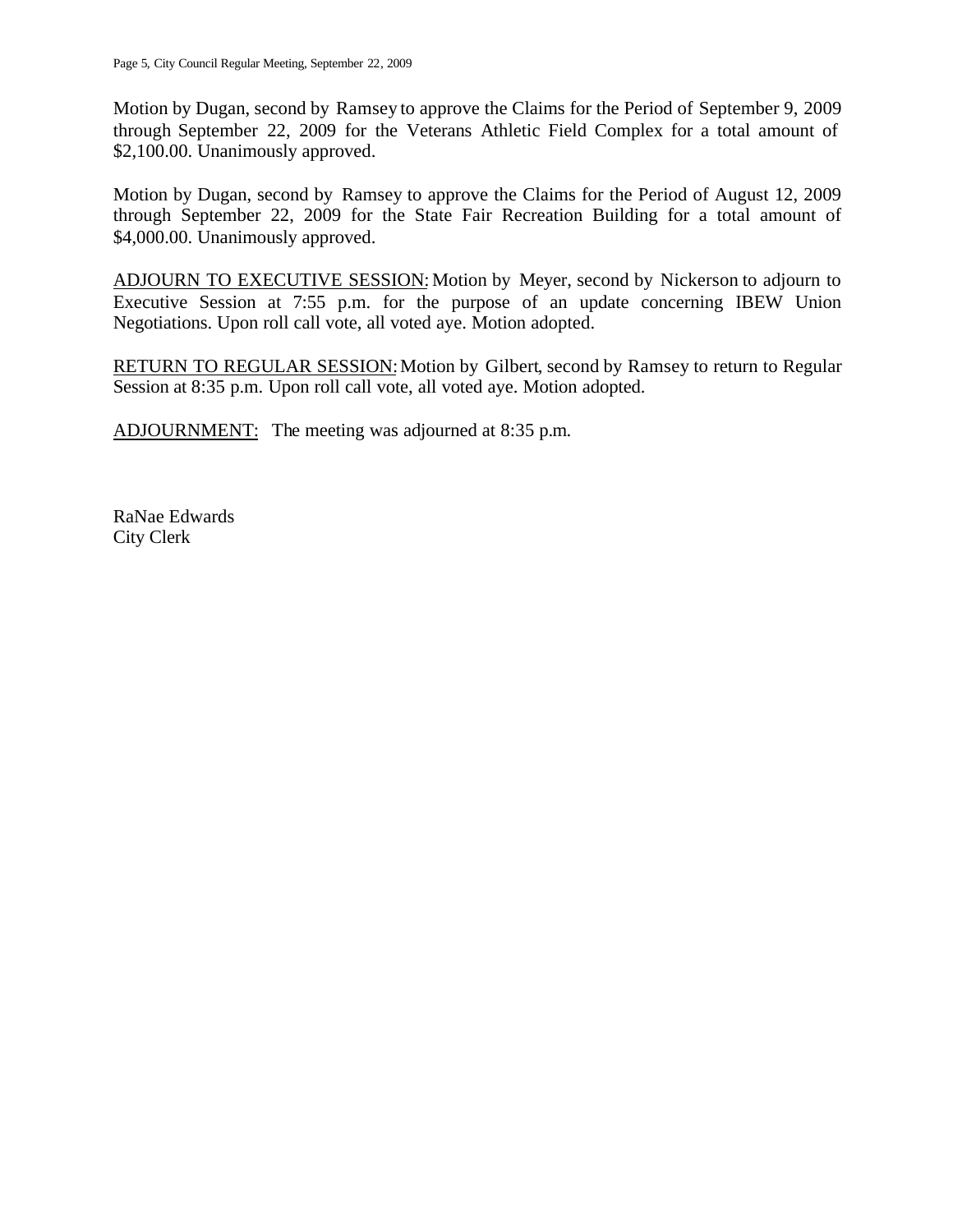Motion by Dugan, second by Ramsey to approve the Claims for the Period of September 9, 2009 through September 22, 2009 for the Veterans Athletic Field Complex for a total amount of $2,100.00. Unanimously approved.

Motion by Dugan, second by Ramsey to approve the Claims for the Period of August 12, 2009 through September 22, 2009 for the State Fair Recreation Building for a total amount of $4,000.00. Unanimously approved.

<u>ADJOURN TO EXECUTIVE SESSION:</u> Motion by Meyer, second by Nickerson to adjourn to Executive Session at 7:55 p.m. for the purpose of an update concerning IBEW Union Negotiations. Upon roll call vote, all voted aye. Motion adopted.

<u>RETURN TO REGULAR SESSION:</u> Motion by Gilbert, second by Ramsey to return to Regular Session at 8:35 p.m. Upon roll call vote, all voted aye. Motion adopted.

<u>ADJOURNMENT:</u> The meeting was adjourned at 8:35 p.m.

RaNae Edwards
City Clerk